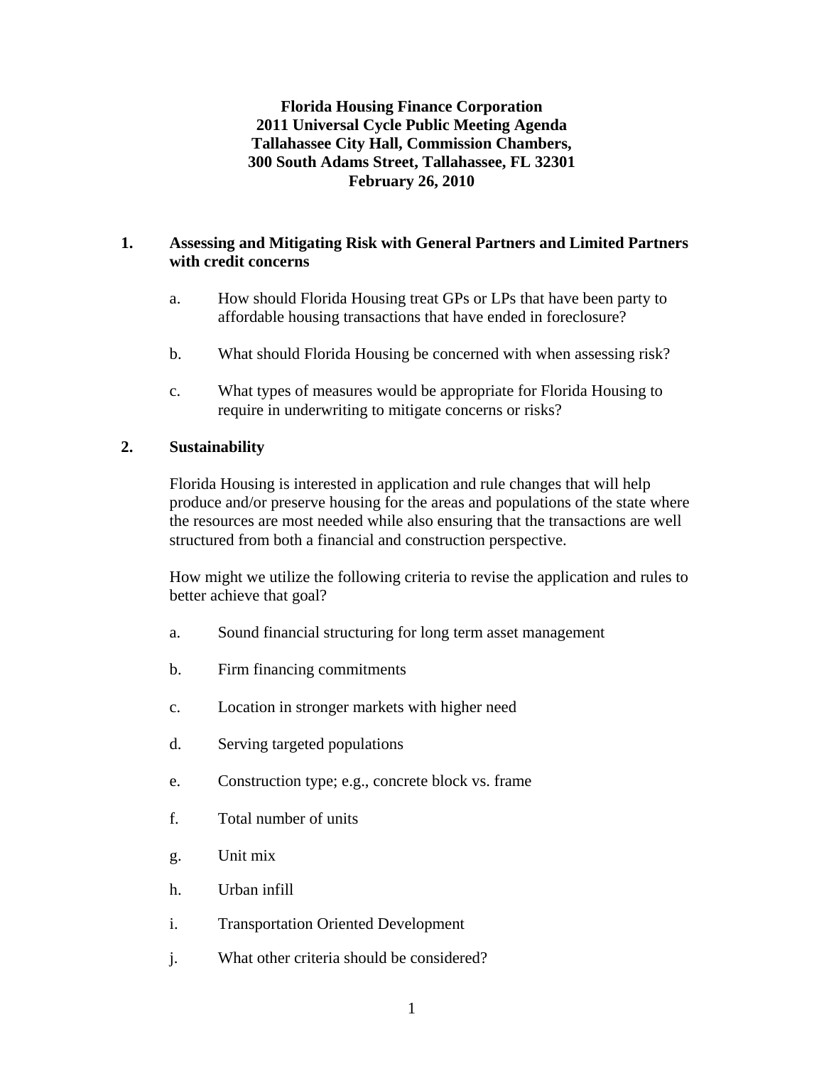**Florida Housing Finance Corporation**
**2011 Universal Cycle Public Meeting Agenda**
**Tallahassee City Hall, Commission Chambers,**
**300 South Adams Street, Tallahassee, FL 32301**
**February 26, 2010**

## 1. Assessing and Mitigating Risk with General Partners and Limited Partners with credit concerns

a. How should Florida Housing treat GPs or LPs that have been party to affordable housing transactions that have ended in foreclosure?

b. What should Florida Housing be concerned with when assessing risk?

c. What types of measures would be appropriate for Florida Housing to require in underwriting to mitigate concerns or risks?

## 2. Sustainability

Florida Housing is interested in application and rule changes that will help produce and/or preserve housing for the areas and populations of the state where the resources are most needed while also ensuring that the transactions are well structured from both a financial and construction perspective.

How might we utilize the following criteria to revise the application and rules to better achieve that goal?

a. Sound financial structuring for long term asset management

b. Firm financing commitments

c. Location in stronger markets with higher need

d. Serving targeted populations

e. Construction type; e.g., concrete block vs. frame

f. Total number of units

g. Unit mix

h. Urban infill

i. Transportation Oriented Development

j. What other criteria should be considered?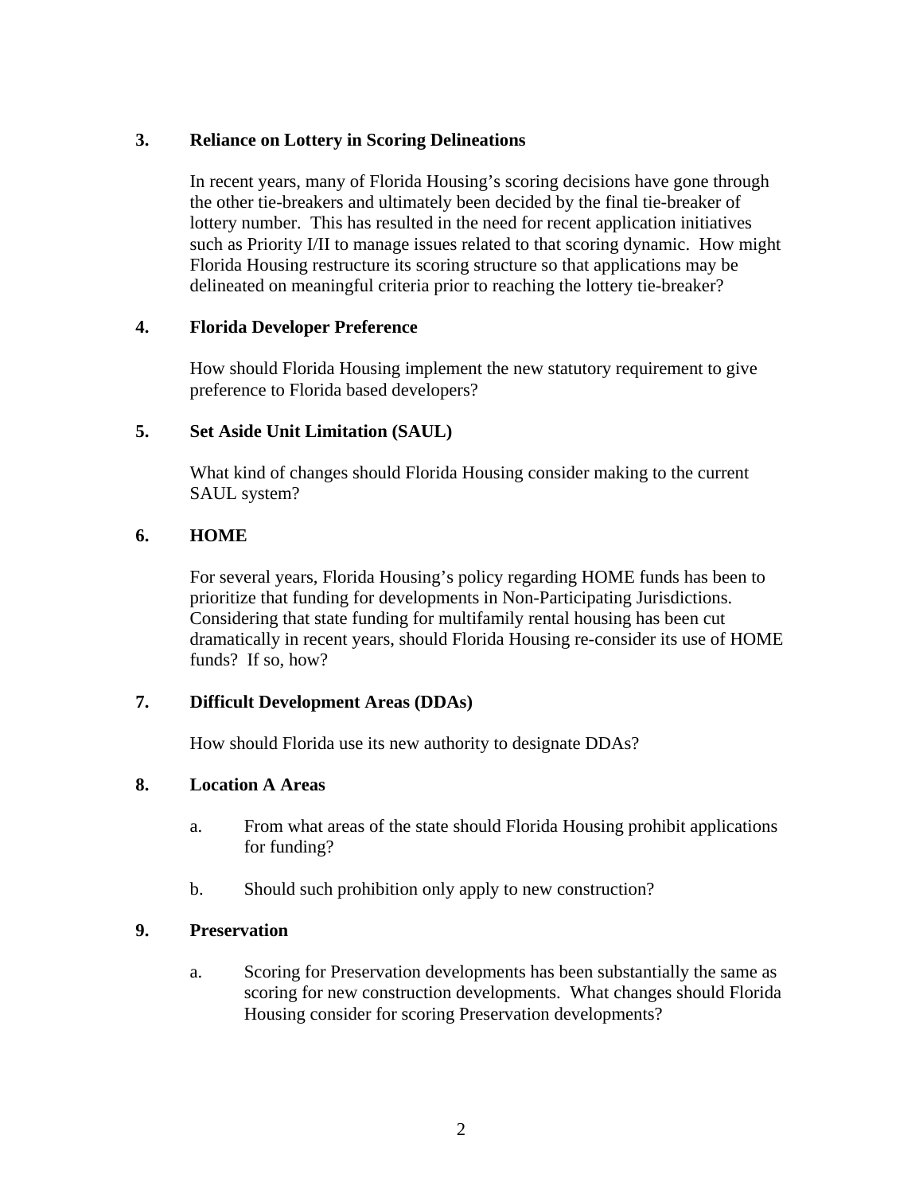## 3. Reliance on Lottery in Scoring Delineations

In recent years, many of Florida Housing's scoring decisions have gone through the other tie-breakers and ultimately been decided by the final tie-breaker of lottery number. This has resulted in the need for recent application initiatives such as Priority I/II to manage issues related to that scoring dynamic. How might Florida Housing restructure its scoring structure so that applications may be delineated on meaningful criteria prior to reaching the lottery tie-breaker?

## 4. Florida Developer Preference

How should Florida Housing implement the new statutory requirement to give preference to Florida based developers?

## 5. Set Aside Unit Limitation (SAUL)

What kind of changes should Florida Housing consider making to the current SAUL system?

## 6. HOME

For several years, Florida Housing's policy regarding HOME funds has been to prioritize that funding for developments in Non-Participating Jurisdictions. Considering that state funding for multifamily rental housing has been cut dramatically in recent years, should Florida Housing re-consider its use of HOME funds? If so, how?

## 7. Difficult Development Areas (DDAs)

How should Florida use its new authority to designate DDAs?

## 8. Location A Areas

a. From what areas of the state should Florida Housing prohibit applications for funding?

b. Should such prohibition only apply to new construction?

## 9. Preservation

a. Scoring for Preservation developments has been substantially the same as scoring for new construction developments. What changes should Florida Housing consider for scoring Preservation developments?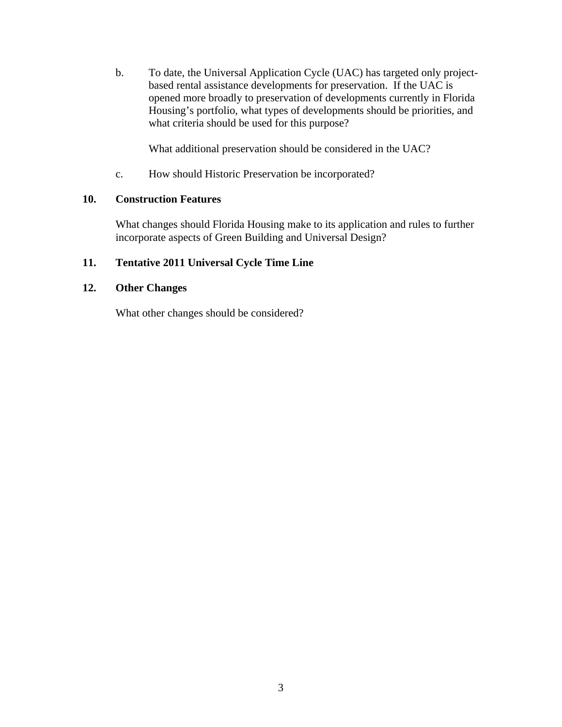b. To date, the Universal Application Cycle (UAC) has targeted only project-based rental assistance developments for preservation. If the UAC is opened more broadly to preservation of developments currently in Florida Housing's portfolio, what types of developments should be priorities, and what criteria should be used for this purpose?

   What additional preservation should be considered in the UAC?

c. How should Historic Preservation be incorporated?

**10. Construction Features**

What changes should Florida Housing make to its application and rules to further incorporate aspects of Green Building and Universal Design?

**11. Tentative 2011 Universal Cycle Time Line**

**12. Other Changes**

What other changes should be considered?